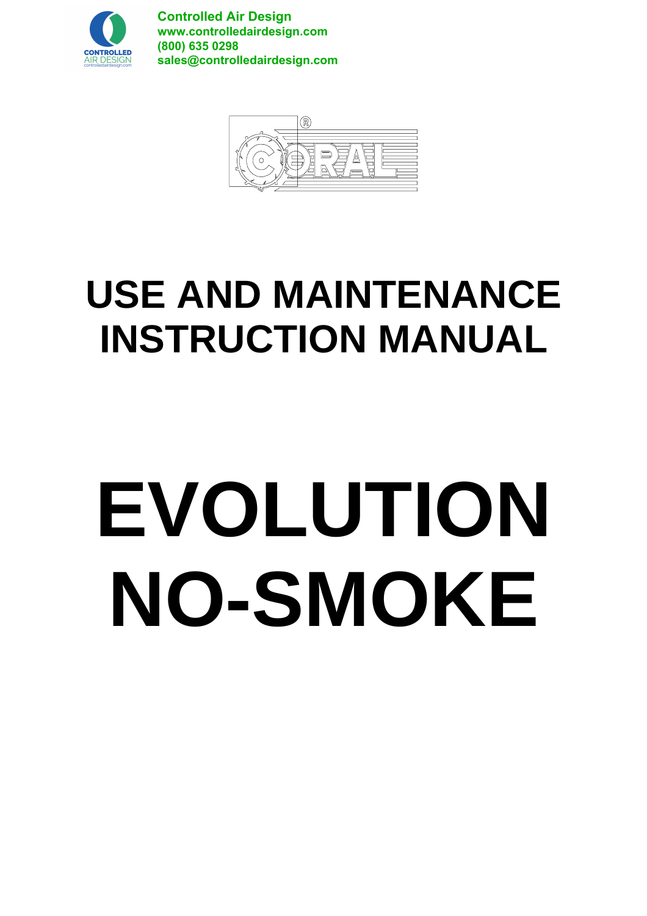Controlled Air Design
www.controlledairdesign.com
(800) 635 0298
sales@controlledairdesign.com

# USE AND MAINTENANCE INSTRUCTION MANUAL

# EVOLUTION NO-SMOKE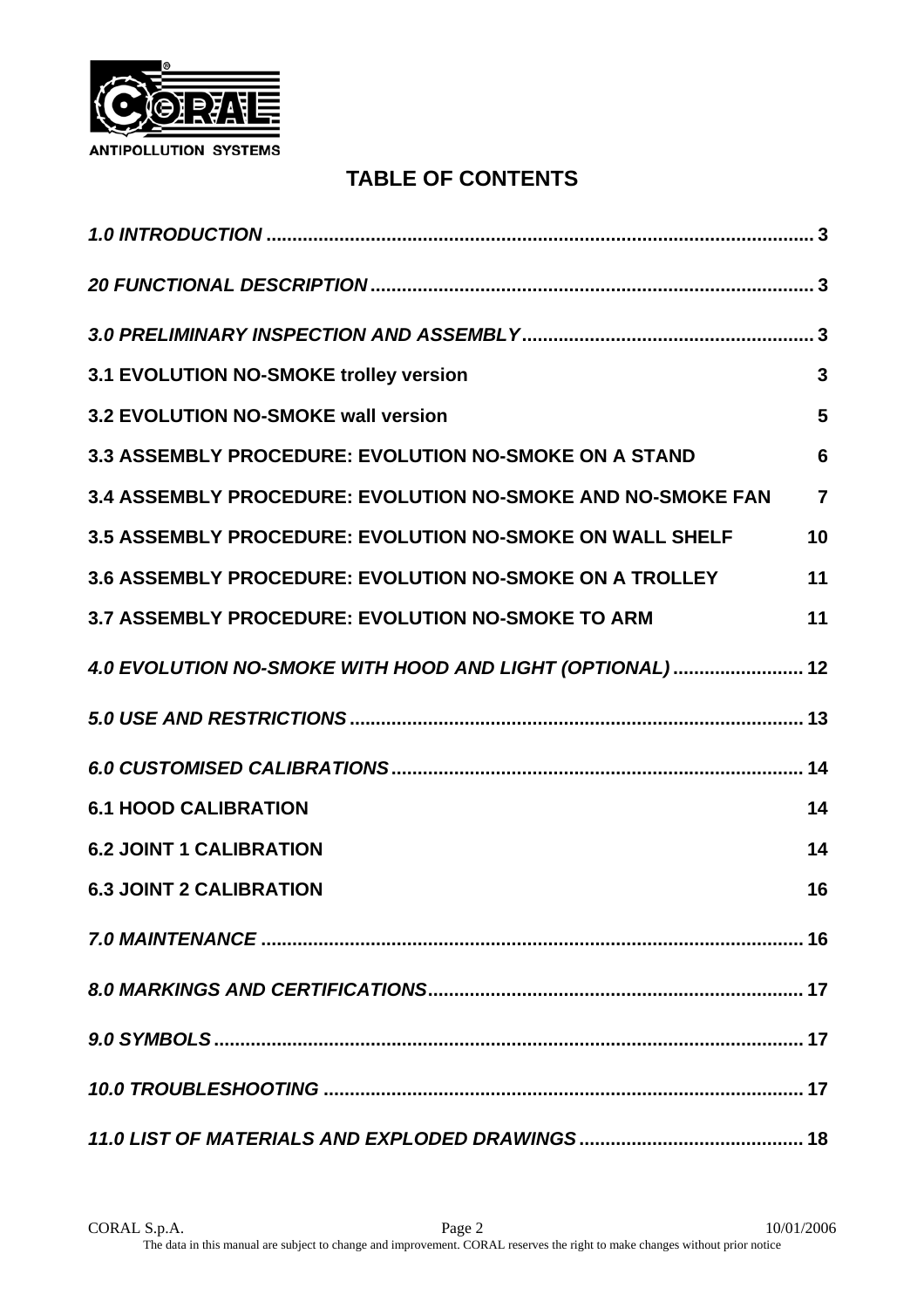## TABLE OF CONTENTS

*1.0 INTRODUCTION* ........................................................................................................ 3

*20 FUNCTIONAL DESCRIPTION* .................................................................................... 3

*3.0 PRELIMINARY INSPECTION AND ASSEMBLY* ....................................................... 3

**3.1 EVOLUTION NO-SMOKE trolley version** 3

**3.2 EVOLUTION NO-SMOKE wall version** 5

**3.3 ASSEMBLY PROCEDURE: EVOLUTION NO-SMOKE ON A STAND** 6

**3.4 ASSEMBLY PROCEDURE: EVOLUTION NO-SMOKE AND NO-SMOKE FAN** 7

**3.5 ASSEMBLY PROCEDURE: EVOLUTION NO-SMOKE ON WALL SHELF** 10

**3.6 ASSEMBLY PROCEDURE: EVOLUTION NO-SMOKE ON A TROLLEY** 11

**3.7 ASSEMBLY PROCEDURE: EVOLUTION NO-SMOKE TO ARM** 11

*4.0 EVOLUTION NO-SMOKE WITH HOOD AND LIGHT (OPTIONAL)* ......................... 12

*5.0 USE AND RESTRICTIONS* ..................................................................................... 13

*6.0 CUSTOMISED CALIBRATIONS* ............................................................................. 14

**6.1 HOOD CALIBRATION** 14

**6.2 JOINT 1 CALIBRATION** 14

**6.3 JOINT 2 CALIBRATION** 16

*7.0 MAINTENANCE* ...................................................................................................... 16

*8.0 MARKINGS AND CERTIFICATIONS* ...................................................................... 17

*9.0 SYMBOLS* ................................................................................................................ 17

*10.0 TROUBLESHOOTING* ........................................................................................... 17

*11.0 LIST OF MATERIALS AND EXPLODED DRAWINGS* .......................................... 18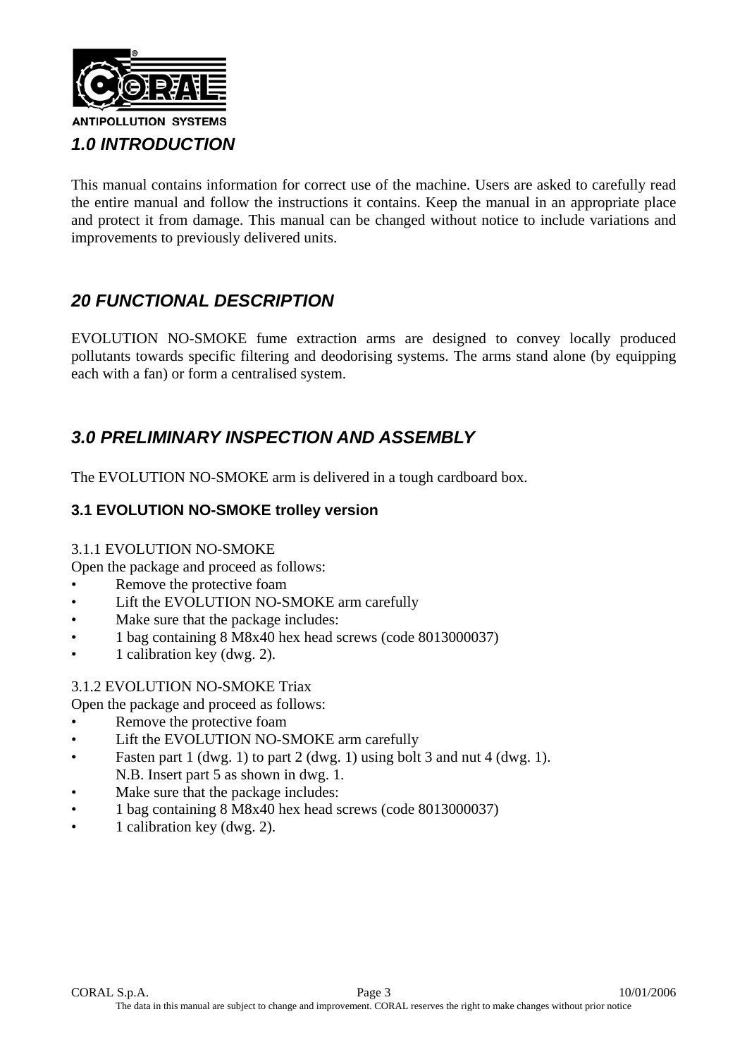## *1.0 INTRODUCTION*

This manual contains information for correct use of the machine. Users are asked to carefully read the entire manual and follow the instructions it contains. Keep the manual in an appropriate place and protect it from damage. This manual can be changed without notice to include variations and improvements to previously delivered units.

## *20 FUNCTIONAL DESCRIPTION*

EVOLUTION NO-SMOKE fume extraction arms are designed to convey locally produced pollutants towards specific filtering and deodorising systems. The arms stand alone (by equipping each with a fan) or form a centralised system.

## *3.0 PRELIMINARY INSPECTION AND ASSEMBLY*

The EVOLUTION NO-SMOKE arm is delivered in a tough cardboard box.

### 3.1 EVOLUTION NO-SMOKE trolley version

3.1.1 EVOLUTION NO-SMOKE
Open the package and proceed as follows:

- Remove the protective foam
- Lift the EVOLUTION NO-SMOKE arm carefully
- Make sure that the package includes:
- 1 bag containing 8 M8x40 hex head screws (code 8013000037)
- 1 calibration key (dwg. 2).

3.1.2 EVOLUTION NO-SMOKE Triax
Open the package and proceed as follows:

- Remove the protective foam
- Lift the EVOLUTION NO-SMOKE arm carefully
- Fasten part 1 (dwg. 1) to part 2 (dwg. 1) using bolt 3 and nut 4 (dwg. 1).
  N.B. Insert part 5 as shown in dwg. 1.
- Make sure that the package includes:
- 1 bag containing 8 M8x40 hex head screws (code 8013000037)
- 1 calibration key (dwg. 2).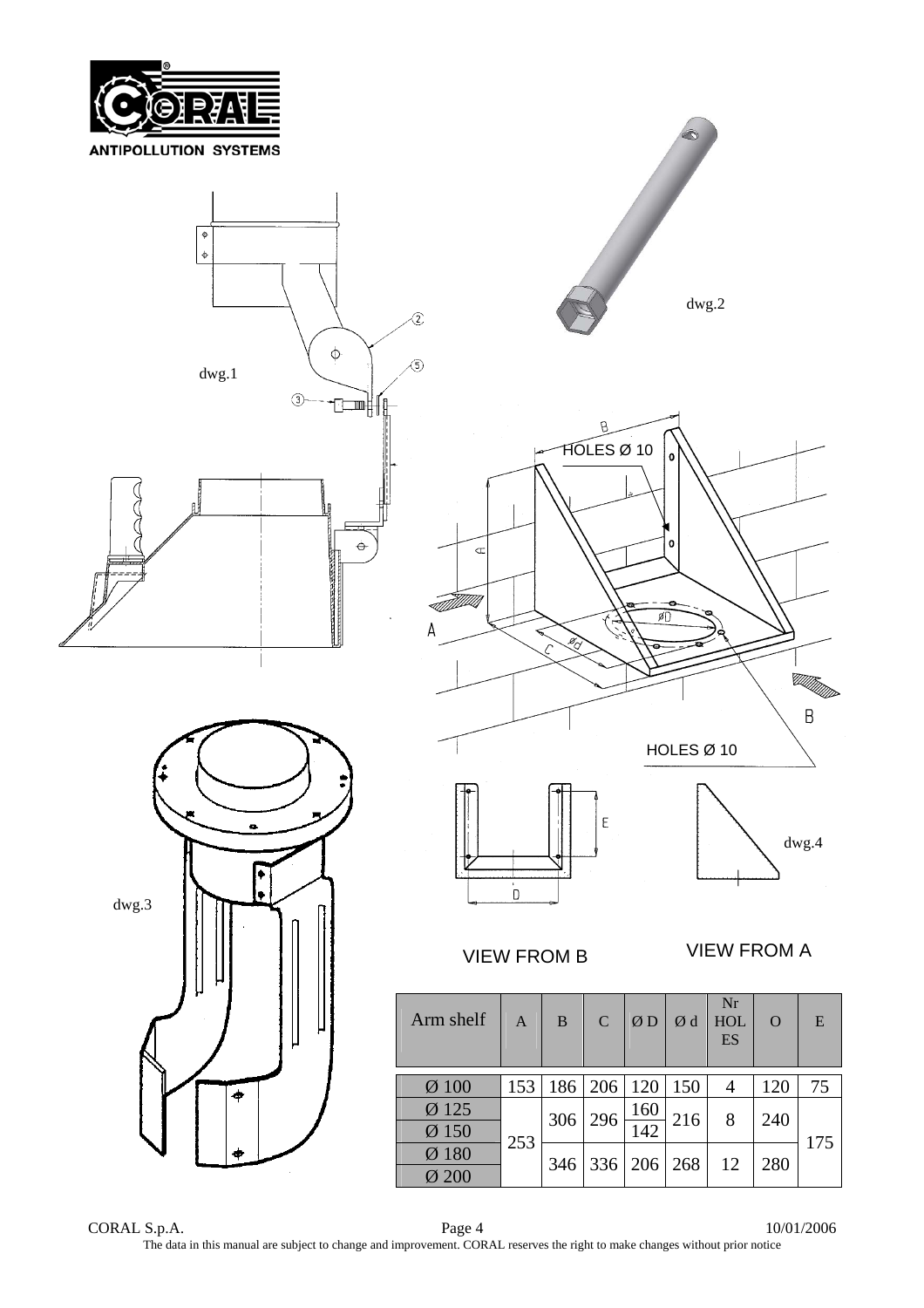dwg.1

dwg.2

HOLES Ø 10

HOLES Ø 10

dwg.3

dwg.4

VIEW FROM B

VIEW FROM A

| Arm shelf | A | B | C | Ø D | Ø d | Nr HOLES | O | E |
|---|---|---|---|---|---|---|---|---|
| Ø 100 | 153 | 186 | 206 | 120 | 150 | 4 | 120 | 75 |
| Ø 125 | 253 | 306 | 296 | 160 | 216 | 8 | 240 | 175 |
| Ø 150 | | | | 142 | | | | |
| Ø 180 | | 346 | 336 | 206 | 268 | 12 | 280 | |
| Ø 200 | | | | | | | | |

CORAL S.p.A. 10/01/2006

The data in this manual are subject to change and improvement. CORAL reserves the right to make changes without prior notice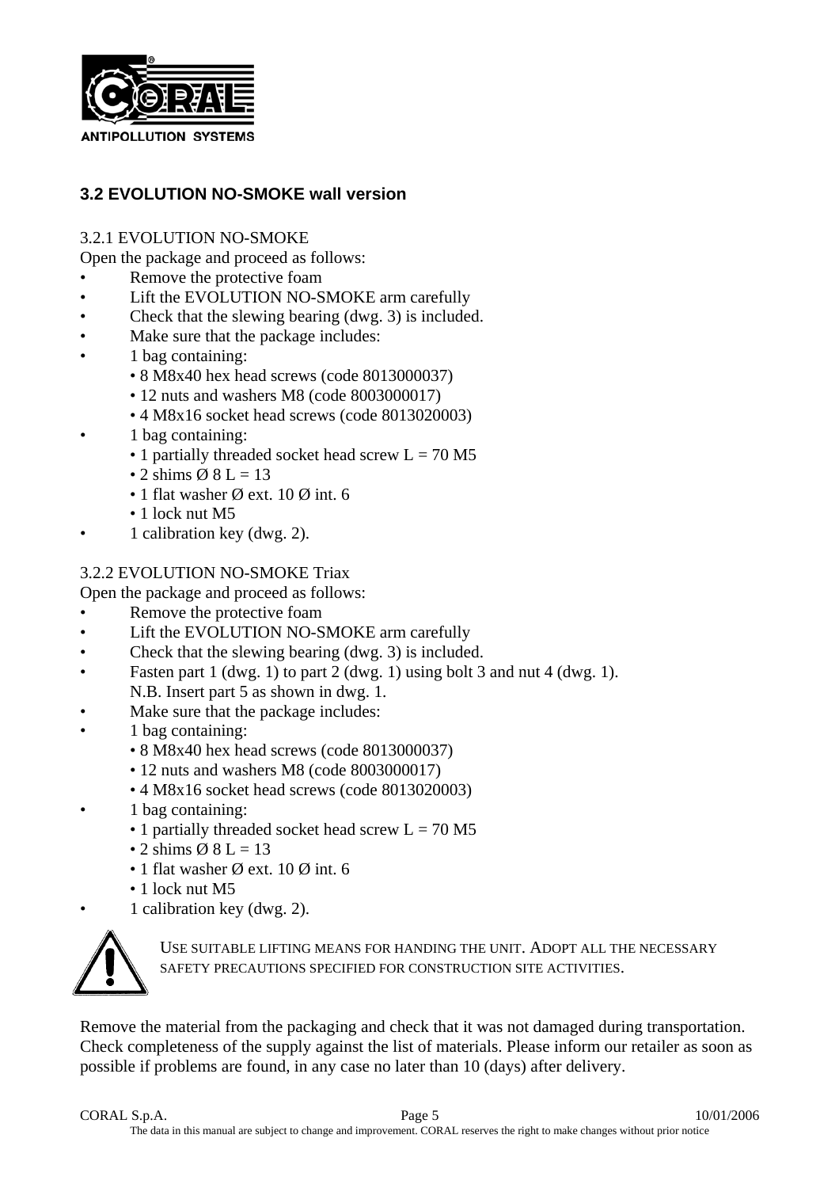### 3.2 EVOLUTION NO-SMOKE wall version

3.2.1 EVOLUTION NO-SMOKE

Open the package and proceed as follows:

- Remove the protective foam
- Lift the EVOLUTION NO-SMOKE arm carefully
- Check that the slewing bearing (dwg. 3) is included.
- Make sure that the package includes:
- 1 bag containing:
  - 8 M8x40 hex head screws (code 8013000037)
  - 12 nuts and washers M8 (code 8003000017)
  - 4 M8x16 socket head screws (code 8013020003)
- 1 bag containing:
  - 1 partially threaded socket head screw L = 70 M5
  - 2 shims Ø 8 L = 13
  - 1 flat washer Ø ext. 10 Ø int. 6
  - 1 lock nut M5
- 1 calibration key (dwg. 2).

3.2.2 EVOLUTION NO-SMOKE Triax

Open the package and proceed as follows:

- Remove the protective foam
- Lift the EVOLUTION NO-SMOKE arm carefully
- Check that the slewing bearing (dwg. 3) is included.
- Fasten part 1 (dwg. 1) to part 2 (dwg. 1) using bolt 3 and nut 4 (dwg. 1).
  N.B. Insert part 5 as shown in dwg. 1.
- Make sure that the package includes:
- 1 bag containing:
  - 8 M8x40 hex head screws (code 8013000037)
  - 12 nuts and washers M8 (code 8003000017)
  - 4 M8x16 socket head screws (code 8013020003)
- 1 bag containing:
  - 1 partially threaded socket head screw L = 70 M5
  - 2 shims Ø 8 L = 13
  - 1 flat washer Ø ext. 10 Ø int. 6
  - 1 lock nut M5
- 1 calibration key (dwg. 2).

USE SUITABLE LIFTING MEANS FOR HANDING THE UNIT. ADOPT ALL THE NECESSARY SAFETY PRECAUTIONS SPECIFIED FOR CONSTRUCTION SITE ACTIVITIES.

Remove the material from the packaging and check that it was not damaged during transportation. Check completeness of the supply against the list of materials. Please inform our retailer as soon as possible if problems are found, in any case no later than 10 (days) after delivery.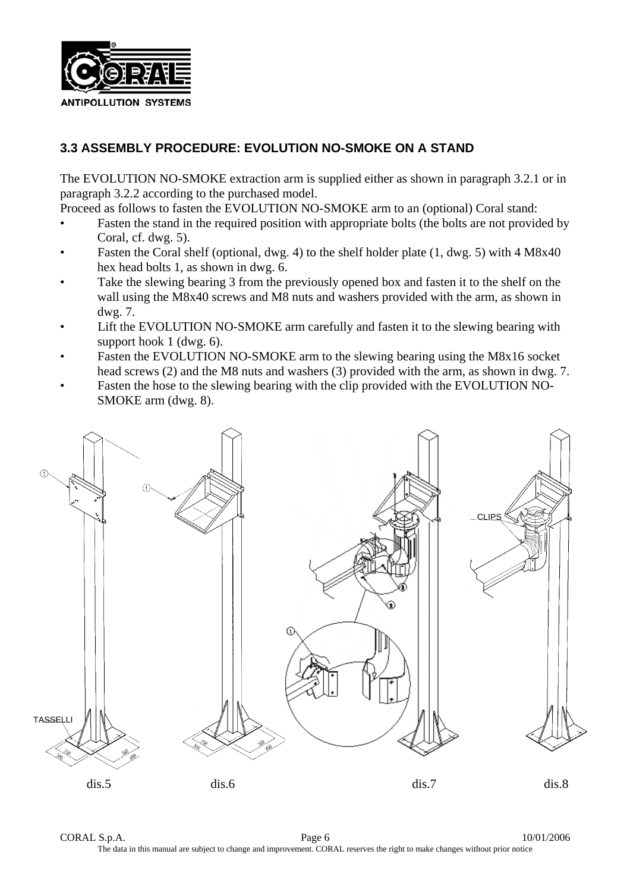### 3.3 ASSEMBLY PROCEDURE: EVOLUTION NO-SMOKE ON A STAND

The EVOLUTION NO-SMOKE extraction arm is supplied either as shown in paragraph 3.2.1 or in paragraph 3.2.2 according to the purchased model.

Proceed as follows to fasten the EVOLUTION NO-SMOKE arm to an (optional) Coral stand:

- Fasten the stand in the required position with appropriate bolts (the bolts are not provided by Coral, cf. dwg. 5).
- Fasten the Coral shelf (optional, dwg. 4) to the shelf holder plate (1, dwg. 5) with 4 M8x40 hex head bolts 1, as shown in dwg. 6.
- Take the slewing bearing 3 from the previously opened box and fasten it to the shelf on the wall using the M8x40 screws and M8 nuts and washers provided with the arm, as shown in dwg. 7.
- Lift the EVOLUTION NO-SMOKE arm carefully and fasten it to the slewing bearing with support hook 1 (dwg. 6).
- Fasten the EVOLUTION NO-SMOKE arm to the slewing bearing using the M8x16 socket head screws (2) and the M8 nuts and washers (3) provided with the arm, as shown in dwg. 7.
- Fasten the hose to the slewing bearing with the clip provided with the EVOLUTION NO-SMOKE arm (dwg. 8).

dis.5 dis.6 dis.7 dis.8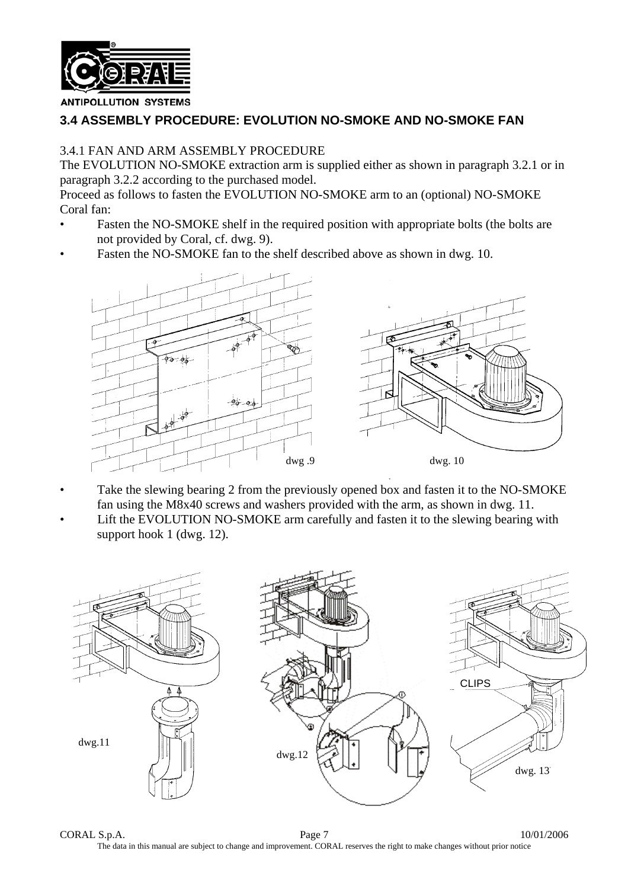## 3.4 ASSEMBLY PROCEDURE: EVOLUTION NO-SMOKE AND NO-SMOKE FAN

### 3.4.1 FAN AND ARM ASSEMBLY PROCEDURE

The EVOLUTION NO-SMOKE extraction arm is supplied either as shown in paragraph 3.2.1 or in paragraph 3.2.2 according to the purchased model.

Proceed as follows to fasten the EVOLUTION NO-SMOKE arm to an (optional) NO-SMOKE Coral fan:

- Fasten the NO-SMOKE shelf in the required position with appropriate bolts (the bolts are not provided by Coral, cf. dwg. 9).
- Fasten the NO-SMOKE fan to the shelf described above as shown in dwg. 10.

dwg .9

dwg. 10

- Take the slewing bearing 2 from the previously opened box and fasten it to the NO-SMOKE fan using the M8x40 screws and washers provided with the arm, as shown in dwg. 11.
- Lift the EVOLUTION NO-SMOKE arm carefully and fasten it to the slewing bearing with support hook 1 (dwg. 12).

dwg.11

dwg.12

CLIPS

dwg. 13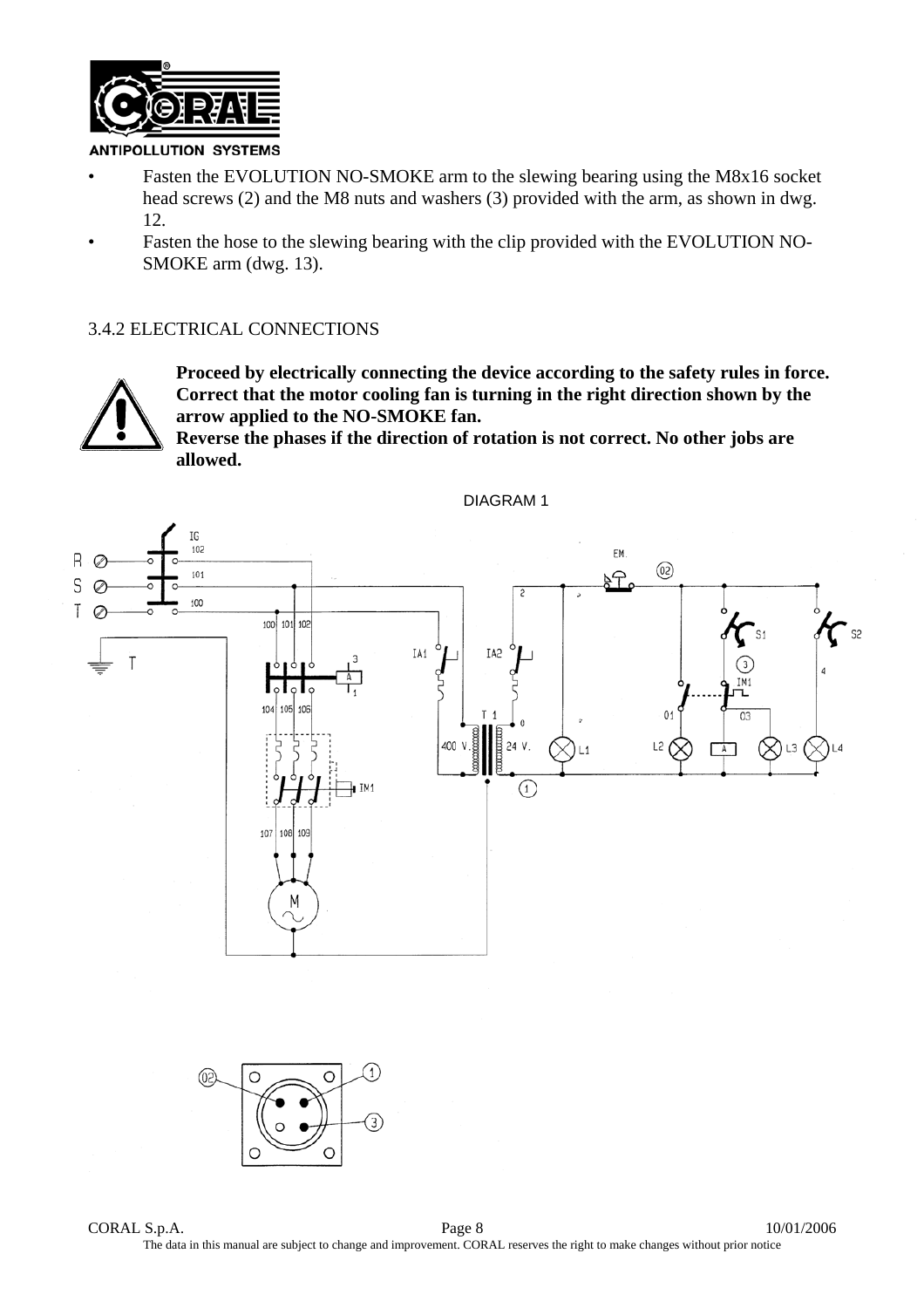- Fasten the EVOLUTION NO-SMOKE arm to the slewing bearing using the M8x16 socket head screws (2) and the M8 nuts and washers (3) provided with the arm, as shown in dwg. 12.
- Fasten the hose to the slewing bearing with the clip provided with the EVOLUTION NO-SMOKE arm (dwg. 13).

## 3.4.2 ELECTRICAL CONNECTIONS

**Proceed by electrically connecting the device according to the safety rules in force. Correct that the motor cooling fan is turning in the right direction shown by the arrow applied to the NO-SMOKE fan.**
**Reverse the phases if the direction of rotation is not correct. No other jobs are allowed.**

DIAGRAM 1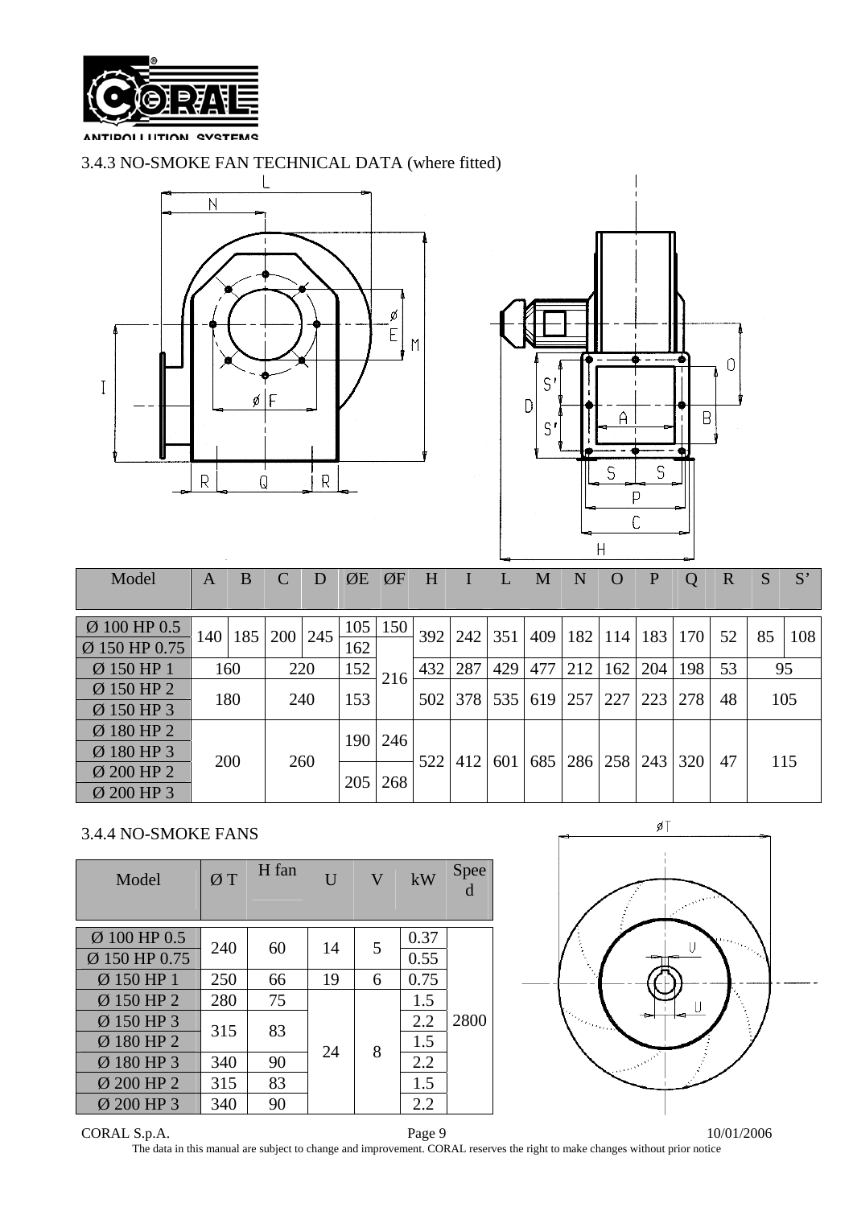### 3.4.3 NO-SMOKE FAN TECHNICAL DATA (where fitted)

| Model | A | B | C | D | ØE | ØF | H | I | L | M | N | O | P | Q | R | S | S' |
|---|---|---|---|---|---|---|---|---|---|---|---|---|---|---|---|---|---|
| Ø 100 HP 0.5 | 140 | 185 | 200 | 245 | 105 | 150 | 392 | 242 | 351 | 409 | 182 | 114 | 183 | 170 | 52 | 85 | 108 |
| Ø 150 HP 0.75 | | | | | 162 | 216 | | | | | | | | | | | |
| Ø 150 HP 1 | 160 | | 220 | | 152 | | 432 | 287 | 429 | 477 | 212 | 162 | 204 | 198 | 53 | 95 | |
| Ø 150 HP 2 | 180 | | 240 | | 153 | | 502 | 378 | 535 | 619 | 257 | 227 | 223 | 278 | 48 | 105 | |
| Ø 150 HP 3 | | | | | | | | | | | | | | | | | |
| Ø 180 HP 2 | 200 | | 260 | | 190 | 246 | 522 | 412 | 601 | 685 | 286 | 258 | 243 | 320 | 47 | 115 | |
| Ø 180 HP 3 | | | | | | | | | | | | | | | | | |
| Ø 200 HP 2 | | | | | 205 | 268 | | | | | | | | | | | |
| Ø 200 HP 3 | | | | | | | | | | | | | | | | | |

### 3.4.4 NO-SMOKE FANS

| Model | Ø T | H fan | U | V | kW | Speed |
|---|---|---|---|---|---|---|
| Ø 100 HP 0.5 | 240 | 60 | 14 | 5 | 0.37 | 2800 |
| Ø 150 HP 0.75 | | | | | 0.55 | |
| Ø 150 HP 1 | 250 | 66 | 19 | 6 | 0.75 | |
| Ø 150 HP 2 | 280 | 75 | 24 | 8 | 1.5 | |
| Ø 150 HP 3 | 315 | 83 | | | 2.2 | |
| Ø 180 HP 2 | | | | | 1.5 | |
| Ø 180 HP 3 | 340 | 90 | | | 2.2 | |
| Ø 200 HP 2 | 315 | 83 | | | 1.5 | |
| Ø 200 HP 3 | 340 | 90 | | | 2.2 | |

CORAL S.p.A. 10/01/2006

The data in this manual are subject to change and improvement. CORAL reserves the right to make changes without prior notice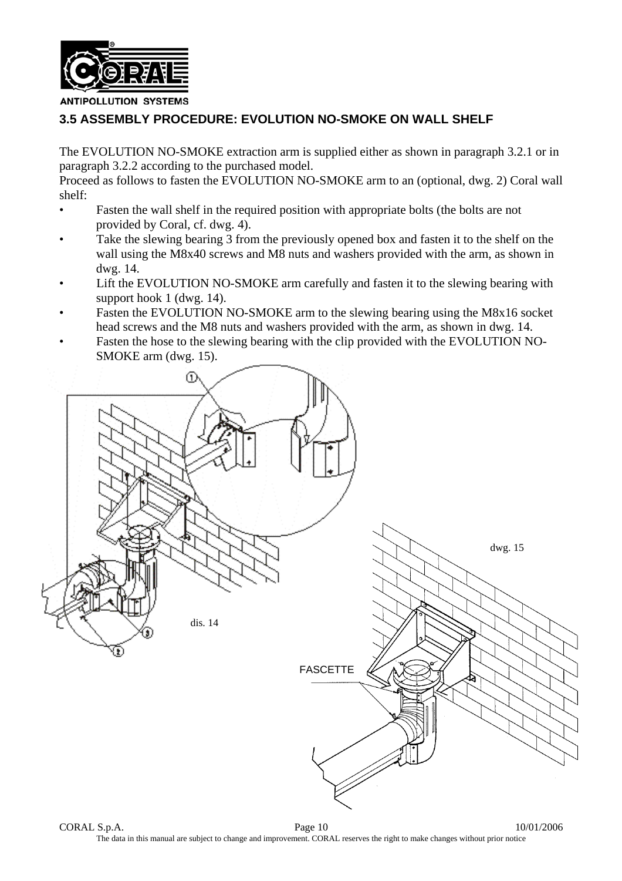## 3.5 ASSEMBLY PROCEDURE: EVOLUTION NO-SMOKE ON WALL SHELF

The EVOLUTION NO-SMOKE extraction arm is supplied either as shown in paragraph 3.2.1 or in paragraph 3.2.2 according to the purchased model.

Proceed as follows to fasten the EVOLUTION NO-SMOKE arm to an (optional, dwg. 2) Coral wall shelf:

- Fasten the wall shelf in the required position with appropriate bolts (the bolts are not provided by Coral, cf. dwg. 4).
- Take the slewing bearing 3 from the previously opened box and fasten it to the shelf on the wall using the M8x40 screws and M8 nuts and washers provided with the arm, as shown in dwg. 14.
- Lift the EVOLUTION NO-SMOKE arm carefully and fasten it to the slewing bearing with support hook 1 (dwg. 14).
- Fasten the EVOLUTION NO-SMOKE arm to the slewing bearing using the M8x16 socket head screws and the M8 nuts and washers provided with the arm, as shown in dwg. 14.
- Fasten the hose to the slewing bearing with the clip provided with the EVOLUTION NO-SMOKE arm (dwg. 15).

dis. 14

dwg. 15

FASCETTE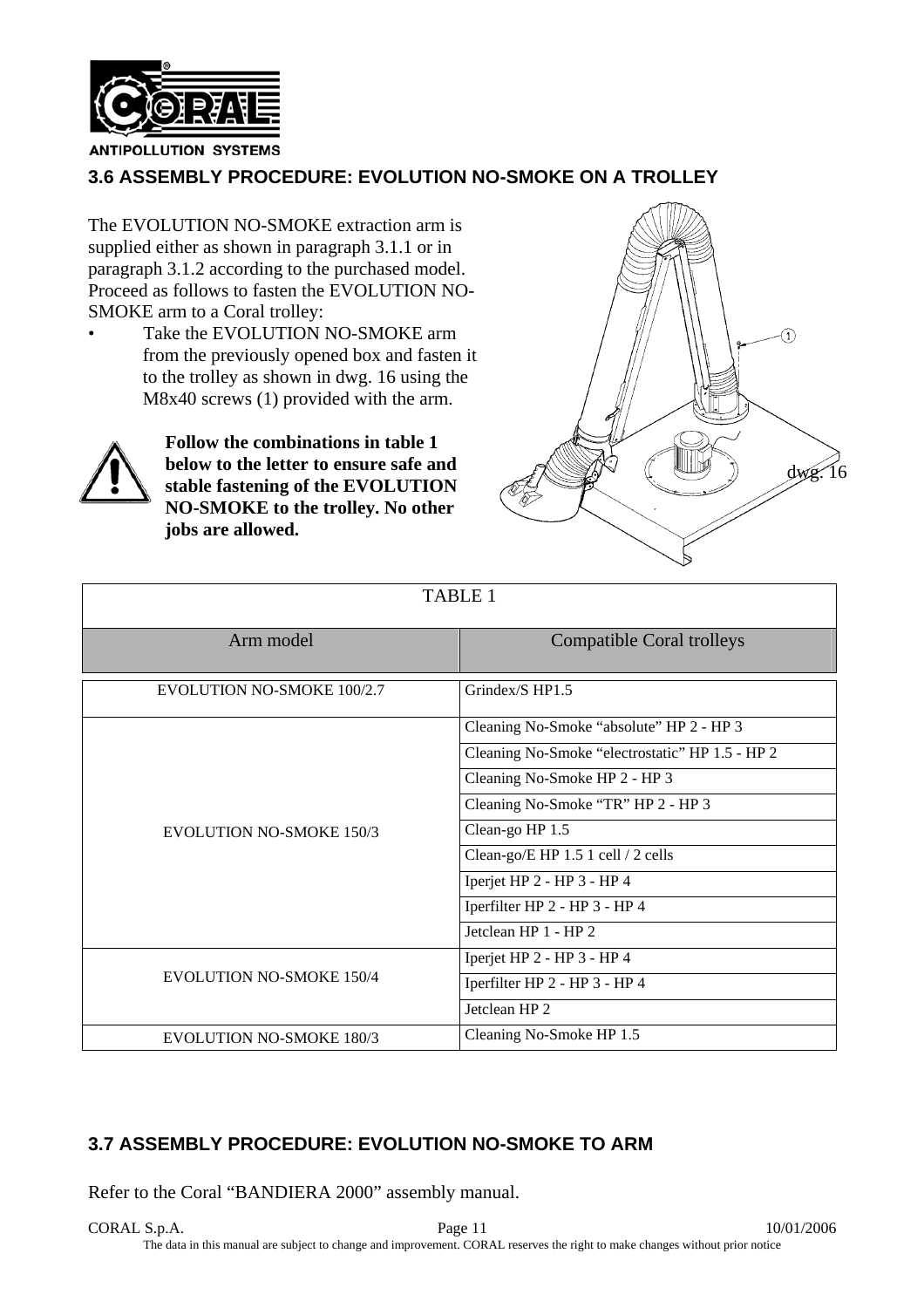## 3.6 ASSEMBLY PROCEDURE: EVOLUTION NO-SMOKE ON A TROLLEY

The EVOLUTION NO-SMOKE extraction arm is supplied either as shown in paragraph 3.1.1 or in paragraph 3.1.2 according to the purchased model. Proceed as follows to fasten the EVOLUTION NO-SMOKE arm to a Coral trolley:

- Take the EVOLUTION NO-SMOKE arm from the previously opened box and fasten it to the trolley as shown in dwg. 16 using the M8x40 screws (1) provided with the arm.

**Follow the combinations in table 1 below to the letter to ensure safe and stable fastening of the EVOLUTION NO-SMOKE to the trolley. No other jobs are allowed.**

dwg. 16

TABLE 1

| Arm model | Compatible Coral trolleys |
|---|---|
| EVOLUTION NO-SMOKE 100/2.7 | Grindex/S HP1.5 |
| EVOLUTION NO-SMOKE 150/3 | Cleaning No-Smoke “absolute” HP 2 - HP 3 |
| | Cleaning No-Smoke “electrostatic” HP 1.5 - HP 2 |
| | Cleaning No-Smoke HP 2 - HP 3 |
| | Cleaning No-Smoke “TR” HP 2 - HP 3 |
| | Clean-go HP 1.5 |
| | Clean-go/E HP 1.5 1 cell / 2 cells |
| | Iperjet HP 2 - HP 3 - HP 4 |
| | Iperfilter HP 2 - HP 3 - HP 4 |
| | Jetclean HP 1 - HP 2 |
| EVOLUTION NO-SMOKE 150/4 | Iperjet HP 2 - HP 3 - HP 4 |
| | Iperfilter HP 2 - HP 3 - HP 4 |
| | Jetclean HP 2 |
| EVOLUTION NO-SMOKE 180/3 | Cleaning No-Smoke HP 1.5 |

## 3.7 ASSEMBLY PROCEDURE: EVOLUTION NO-SMOKE TO ARM

Refer to the Coral “BANDIERA 2000” assembly manual.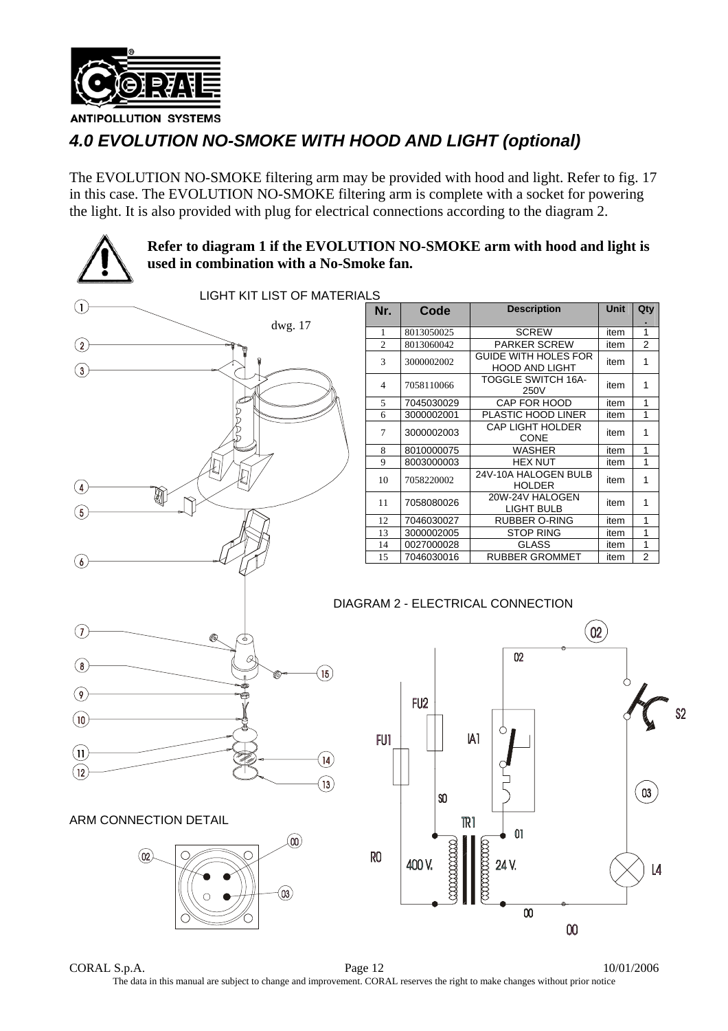## 4.0 EVOLUTION NO-SMOKE WITH HOOD AND LIGHT (optional)

The EVOLUTION NO-SMOKE filtering arm may be provided with hood and light. Refer to fig. 17 in this case. The EVOLUTION NO-SMOKE filtering arm is complete with a socket for powering the light. It is also provided with plug for electrical connections according to the diagram 2.

**Refer to diagram 1 if the EVOLUTION NO-SMOKE arm with hood and light is used in combination with a No-Smoke fan.**

LIGHT KIT LIST OF MATERIALS

dwg. 17

| Nr. | Code | Description | Unit | Qty. |
|---|---|---|---|---|
| 1 | 8013050025 | SCREW | item | 1 |
| 2 | 8013060042 | PARKER SCREW | item | 2 |
| 3 | 3000002002 | GUIDE WITH HOLES FOR HOOD AND LIGHT | item | 1 |
| 4 | 7058110066 | TOGGLE SWITCH 16A-250V | item | 1 |
| 5 | 7045030029 | CAP FOR HOOD | item | 1 |
| 6 | 3000002001 | PLASTIC HOOD LINER | item | 1 |
| 7 | 3000002003 | CAP LIGHT HOLDER CONE | item | 1 |
| 8 | 8010000075 | WASHER | item | 1 |
| 9 | 8003000003 | HEX NUT | item | 1 |
| 10 | 7058220002 | 24V-10A HALOGEN BULB HOLDER | item | 1 |
| 11 | 7058080026 | 20W-24V HALOGEN LIGHT BULB | item | 1 |
| 12 | 7046030027 | RUBBER O-RING | item | 1 |
| 13 | 3000002005 | STOP RING | item | 1 |
| 14 | 0027000028 | GLASS | item | 1 |
| 15 | 7046030016 | RUBBER GROMMET | item | 2 |

DIAGRAM 2 - ELECTRICAL CONNECTION

ARM CONNECTION DETAIL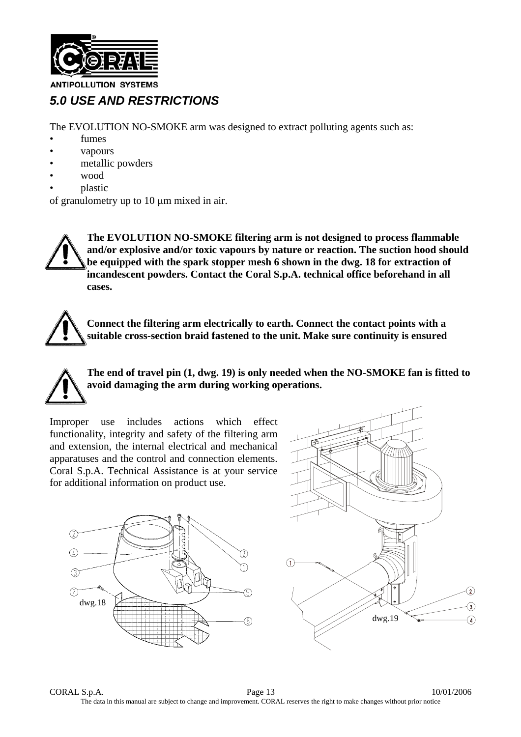## *5.0 USE AND RESTRICTIONS*

The EVOLUTION NO-SMOKE arm was designed to extract polluting agents such as:

- fumes
- vapours
- metallic powders
- wood
- plastic

of granulometry up to 10 μm mixed in air.

**The EVOLUTION NO-SMOKE filtering arm is not designed to process flammable and/or explosive and/or toxic vapours by nature or reaction. The suction hood should be equipped with the spark stopper mesh 6 shown in the dwg. 18 for extraction of incandescent powders. Contact the Coral S.p.A. technical office beforehand in all cases.**

**Connect the filtering arm electrically to earth. Connect the contact points with a suitable cross-section braid fastened to the unit. Make sure continuity is ensured**

**The end of travel pin (1, dwg. 19) is only needed when the NO-SMOKE fan is fitted to avoid damaging the arm during working operations.**

Improper use includes actions which effect functionality, integrity and safety of the filtering arm and extension, the internal electrical and mechanical apparatuses and the control and connection elements. Coral S.p.A. Technical Assistance is at your service for additional information on product use.

dwg.18

dwg.19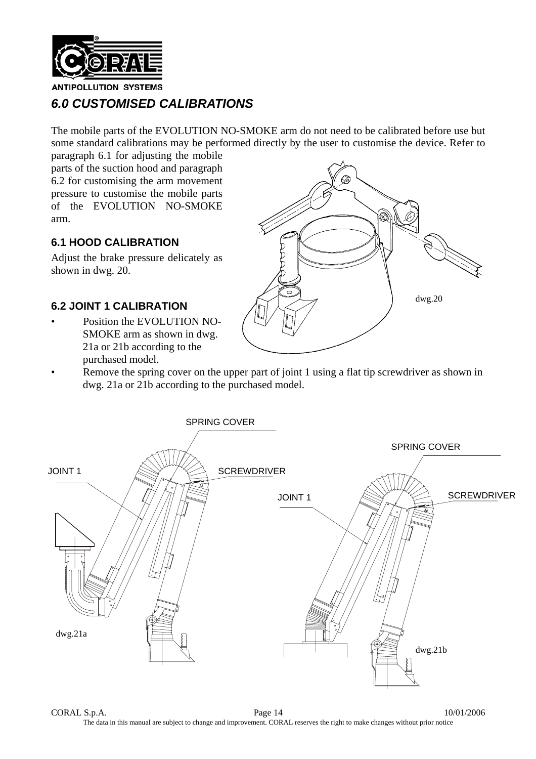# *6.0 CUSTOMISED CALIBRATIONS*

The mobile parts of the EVOLUTION NO-SMOKE arm do not need to be calibrated before use but some standard calibrations may be performed directly by the user to customise the device. Refer to paragraph 6.1 for adjusting the mobile parts of the suction hood and paragraph 6.2 for customising the arm movement pressure to customise the mobile parts of the EVOLUTION NO-SMOKE arm.

## 6.1 HOOD CALIBRATION

Adjust the brake pressure delicately as shown in dwg. 20.

dwg.20

## 6.2 JOINT 1 CALIBRATION

- Position the EVOLUTION NO-SMOKE arm as shown in dwg. 21a or 21b according to the purchased model.
- Remove the spring cover on the upper part of joint 1 using a flat tip screwdriver as shown in dwg. 21a or 21b according to the purchased model.

SPRING COVER

JOINT 1

SCREWDRIVER

dwg.21a

SPRING COVER

JOINT 1

SCREWDRIVER

dwg.21b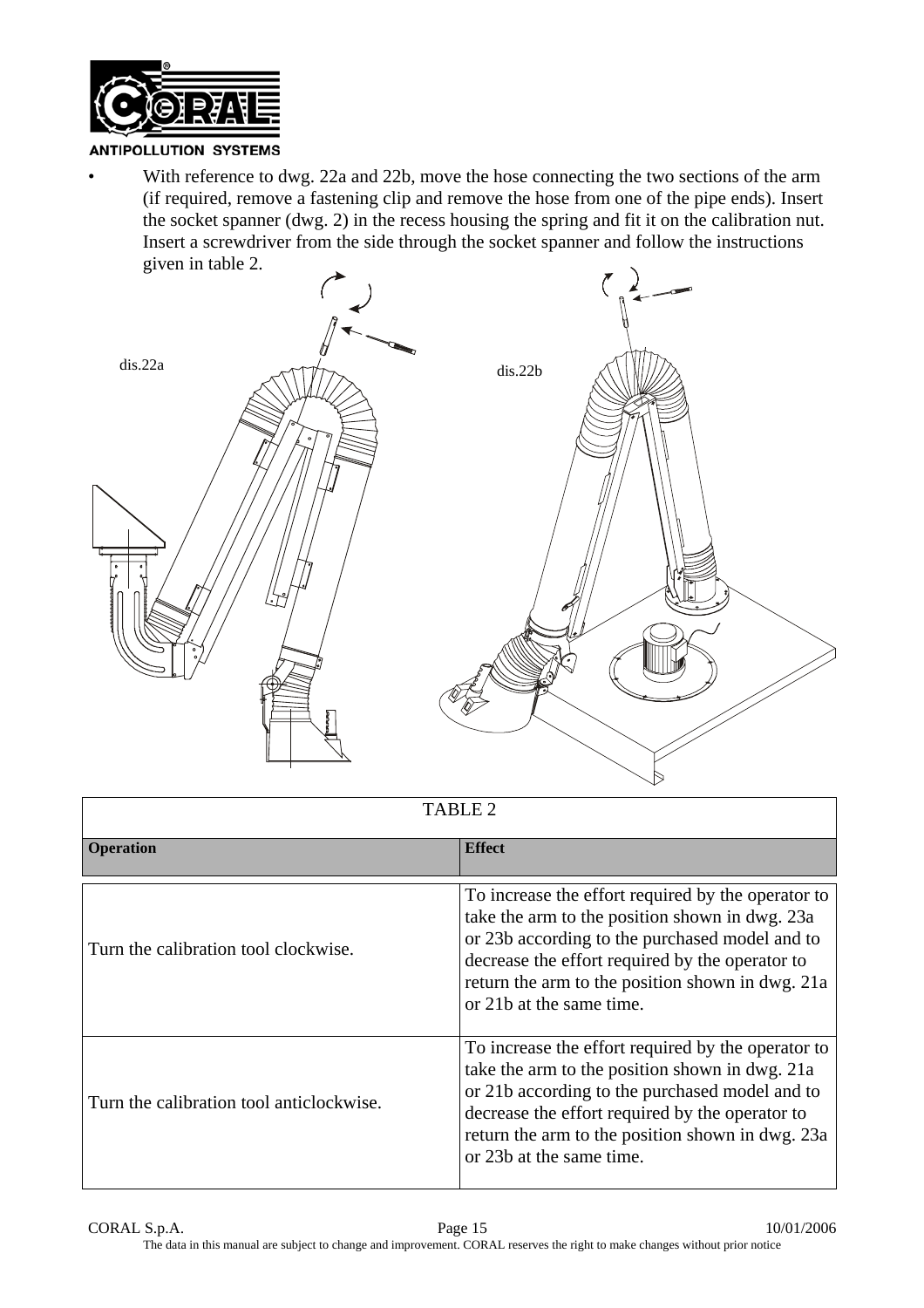- With reference to dwg. 22a and 22b, move the hose connecting the two sections of the arm (if required, remove a fastening clip and remove the hose from one of the pipe ends). Insert the socket spanner (dwg. 2) in the recess housing the spring and fit it on the calibration nut. Insert a screwdriver from the side through the socket spanner and follow the instructions given in table 2.

dis.22a

dis.22b

TABLE 2

| Operation | Effect |
|---|---|
| Turn the calibration tool clockwise. | To increase the effort required by the operator to take the arm to the position shown in dwg. 23a or 23b according to the purchased model and to decrease the effort required by the operator to return the arm to the position shown in dwg. 21a or 21b at the same time. |
| Turn the calibration tool anticlockwise. | To increase the effort required by the operator to take the arm to the position shown in dwg. 21a or 21b according to the purchased model and to decrease the effort required by the operator to return the arm to the position shown in dwg. 23a or 23b at the same time. |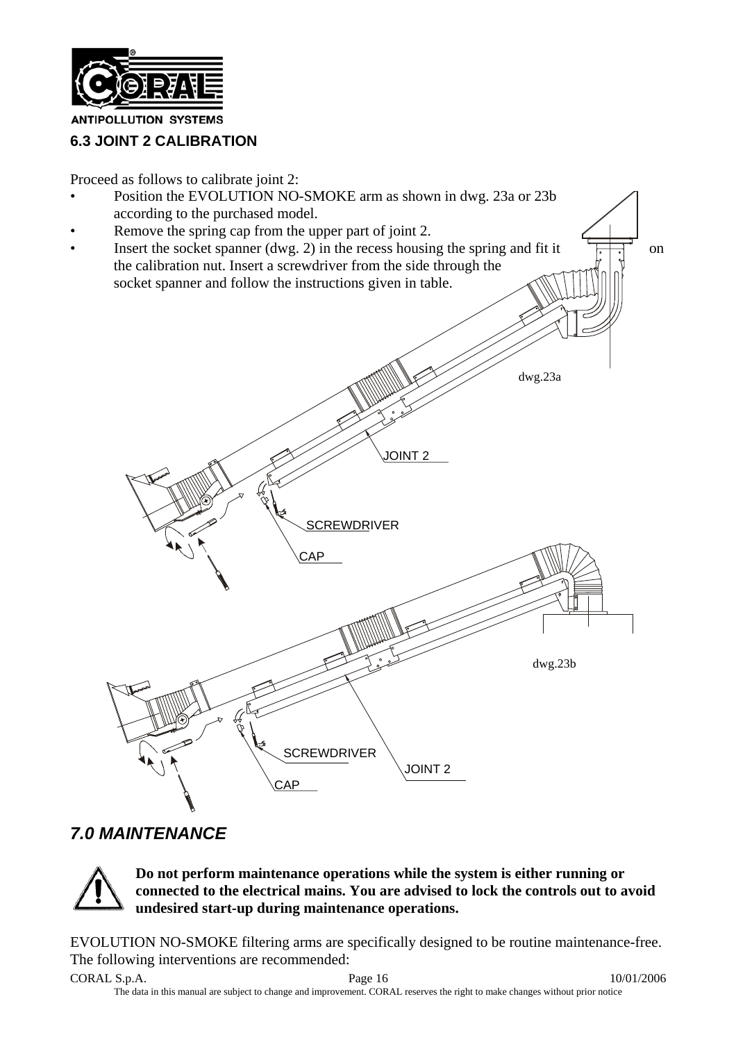### 6.3 JOINT 2 CALIBRATION

Proceed as follows to calibrate joint 2:

- Position the EVOLUTION NO-SMOKE arm as shown in dwg. 23a or 23b according to the purchased model.
- Remove the spring cap from the upper part of joint 2.
- Insert the socket spanner (dwg. 2) in the recess housing the spring and fit it on the calibration nut. Insert a screwdriver from the side through the socket spanner and follow the instructions given in table.

dwg.23a

dwg.23b

## *7.0 MAINTENANCE*

**Do not perform maintenance operations while the system is either running or connected to the electrical mains. You are advised to lock the controls out to avoid undesired start-up during maintenance operations.**

EVOLUTION NO-SMOKE filtering arms are specifically designed to be routine maintenance-free. The following interventions are recommended: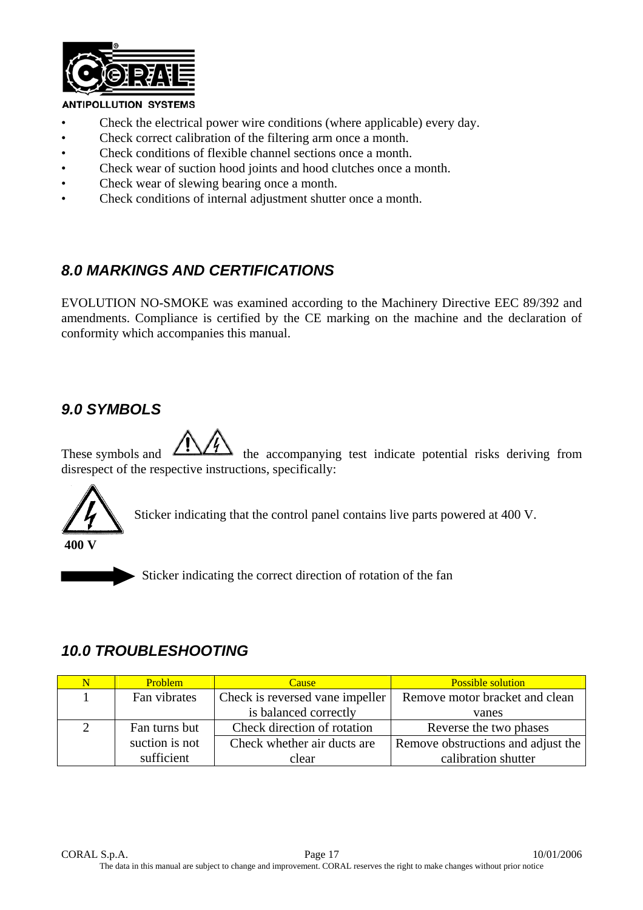- Check the electrical power wire conditions (where applicable) every day.
- Check correct calibration of the filtering arm once a month.
- Check conditions of flexible channel sections once a month.
- Check wear of suction hood joints and hood clutches once a month.
- Check wear of slewing bearing once a month.
- Check conditions of internal adjustment shutter once a month.

## *8.0 MARKINGS AND CERTIFICATIONS*

EVOLUTION NO-SMOKE was examined according to the Machinery Directive EEC 89/392 and amendments. Compliance is certified by the CE marking on the machine and the declaration of conformity which accompanies this manual.

## *9.0 SYMBOLS*

These symbols and the accompanying test indicate potential risks deriving from disrespect of the respective instructions, specifically:

Sticker indicating that the control panel contains live parts powered at 400 V.

**400 V**

Sticker indicating the correct direction of rotation of the fan

## *10.0 TROUBLESHOOTING*

| N | Problem | Cause | Possible solution |
|---|---|---|---|
| 1 | Fan vibrates | Check is reversed vane impeller is balanced correctly | Remove motor bracket and clean vanes |
| 2 | Fan turns but suction is not sufficient | Check direction of rotation | Reverse the two phases |
| | | Check whether air ducts are clear | Remove obstructions and adjust the calibration shutter |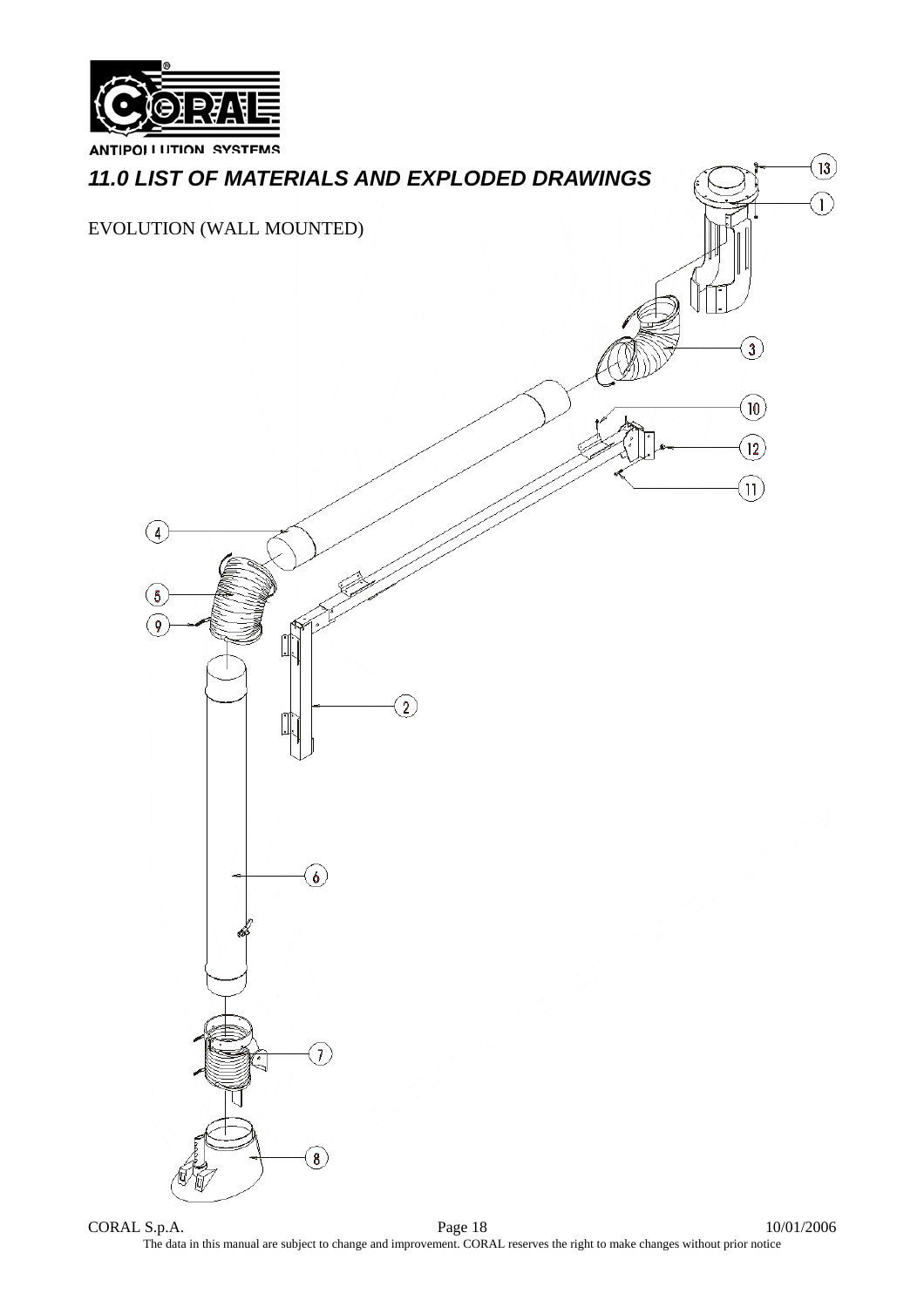## *11.0 LIST OF MATERIALS AND EXPLODED DRAWINGS*

EVOLUTION (WALL MOUNTED)

1
2
3
4
5
6
7
8
9
10
11
12
13

The data in this manual are subject to change and improvement. CORAL reserves the right to make changes without prior notice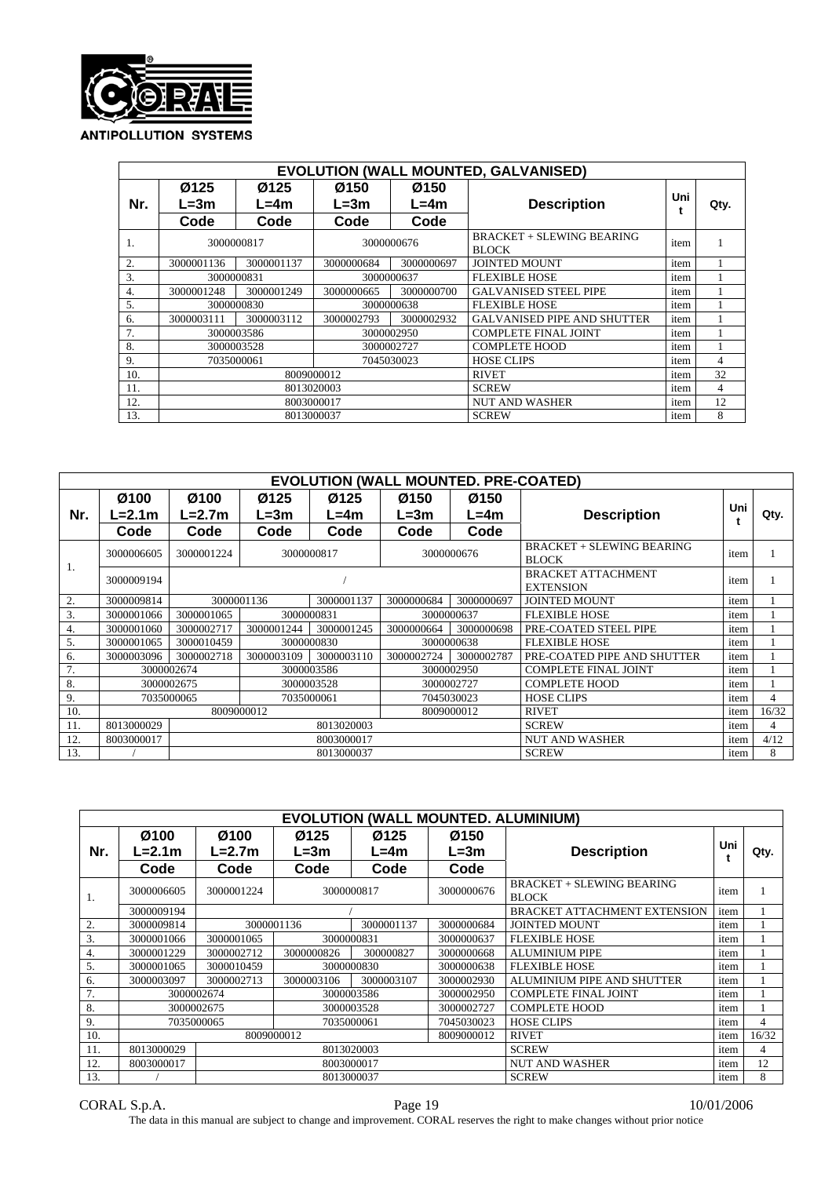**ANTIPOLLUTION SYSTEMS**

| EVOLUTION (WALL MOUNTED, GALVANISED) | | | | | | | |
|---|---|---|---|---|---|---|---|
| Nr. | Ø125 L=3m Code | Ø125 L=4m Code | Ø150 L=3m Code | Ø150 L=4m Code | Description | Unit | Qty. |
| 1. | 3000000817 | | 3000000676 | | BRACKET + SLEWING BEARING BLOCK | item | 1 |
| 2. | 3000001136 | 3000001137 | 3000000684 | 3000000697 | JOINTED MOUNT | item | 1 |
| 3. | 3000000831 | | 3000000637 | | FLEXIBLE HOSE | item | 1 |
| 4. | 3000001248 | 3000001249 | 3000000665 | 3000000700 | GALVANISED STEEL PIPE | item | 1 |
| 5. | 3000000830 | | 3000000638 | | FLEXIBLE HOSE | item | 1 |
| 6. | 3000003111 | 3000003112 | 3000002793 | 3000002932 | GALVANISED PIPE AND SHUTTER | item | 1 |
| 7. | 3000003586 | | 3000002950 | | COMPLETE FINAL JOINT | item | 1 |
| 8. | 3000003528 | | 3000002727 | | COMPLETE HOOD | item | 1 |
| 9. | 7035000061 | | 7045030023 | | HOSE CLIPS | item | 4 |
| 10. | 8009000012 | | | | RIVET | item | 32 |
| 11. | 8013020003 | | | | SCREW | item | 4 |
| 12. | 8003000017 | | | | NUT AND WASHER | item | 12 |
| 13. | 8013000037 | | | | SCREW | item | 8 |

| EVOLUTION (WALL MOUNTED. PRE-COATED) | | | | | | | | | |
|---|---|---|---|---|---|---|---|---|---|
| Nr. | Ø100 L=2.1m Code | Ø100 L=2.7m Code | Ø125 L=3m Code | Ø125 L=4m Code | Ø150 L=3m Code | Ø150 L=4m Code | Description | Unit | Qty. |
| 1. | 3000006605 | 3000001224 | 3000000817 | | 3000000676 | | BRACKET + SLEWING BEARING BLOCK | item | 1 |
| | 3000009194 | / | | | | | BRACKET ATTACHMENT EXTENSION | item | 1 |
| 2. | 3000009814 | 3000001136 | | 3000001137 | 3000000684 | 3000000697 | JOINTED MOUNT | item | 1 |
| 3. | 3000001066 | 3000001065 | 3000000831 | | 3000000637 | | FLEXIBLE HOSE | item | 1 |
| 4. | 3000001060 | 3000002717 | 3000001244 | 3000001245 | 3000000664 | 3000000698 | PRE-COATED STEEL PIPE | item | 1 |
| 5. | 3000001065 | 3000010459 | 3000000830 | | 3000000638 | | FLEXIBLE HOSE | item | 1 |
| 6. | 3000003096 | 3000002718 | 3000003109 | 3000003110 | 3000002724 | 3000002787 | PRE-COATED PIPE AND SHUTTER | item | 1 |
| 7. | 3000002674 | | 3000003586 | | 3000002950 | | COMPLETE FINAL JOINT | item | 1 |
| 8. | 3000002675 | | 3000003528 | | 3000002727 | | COMPLETE HOOD | item | 1 |
| 9. | 7035000065 | | 7035000061 | | 7045030023 | | HOSE CLIPS | item | 4 |
| 10. | 8009000012 | | | | 8009000012 | | RIVET | item | 16/32 |
| 11. | 8013000029 | 8013020003 | | | | | SCREW | item | 4 |
| 12. | 8003000017 | 8003000017 | | | | | NUT AND WASHER | item | 4/12 |
| 13. | / | 8013000037 | | | | | SCREW | item | 8 |

| EVOLUTION (WALL MOUNTED. ALUMINIUM) | | | | | | | | |
|---|---|---|---|---|---|---|---|---|
| Nr. | Ø100 L=2.1m Code | Ø100 L=2.7m Code | Ø125 L=3m Code | Ø125 L=4m Code | Ø150 L=3m Code | Description | Unit | Qty. |
| 1. | 3000006605 | 3000001224 | 3000000817 | | 3000000676 | BRACKET + SLEWING BEARING BLOCK | item | 1 |
| | 3000009194 | / | | | | BRACKET ATTACHMENT EXTENSION | item | 1 |
| 2. | 3000009814 | 3000001136 | | 3000001137 | 3000000684 | JOINTED MOUNT | item | 1 |
| 3. | 3000001066 | 3000001065 | 3000000831 | | 3000000637 | FLEXIBLE HOSE | item | 1 |
| 4. | 3000001229 | 3000002712 | 3000000826 | 300000827 | 3000000668 | ALUMINIUM PIPE | item | 1 |
| 5. | 3000001065 | 3000010459 | 3000000830 | | 3000000638 | FLEXIBLE HOSE | item | 1 |
| 6. | 3000003097 | 3000002713 | 3000003106 | 3000003107 | 3000002930 | ALUMINIUM PIPE AND SHUTTER | item | 1 |
| 7. | 3000002674 | | 3000003586 | | 3000002950 | COMPLETE FINAL JOINT | item | 1 |
| 8. | 3000002675 | | 3000003528 | | 3000002727 | COMPLETE HOOD | item | 1 |
| 9. | 7035000065 | | 7035000061 | | 7045030023 | HOSE CLIPS | item | 4 |
| 10. | 8009000012 | | | | 8009000012 | RIVET | item | 16/32 |
| 11. | 8013000029 | 8013020003 | | | | SCREW | item | 4 |
| 12. | 8003000017 | 8003000017 | | | | NUT AND WASHER | item | 12 |
| 13. | / | 8013000037 | | | | SCREW | item | 8 |

CORAL S.p.A. 10/01/2006

The data in this manual are subject to change and improvement. CORAL reserves the right to make changes without prior notice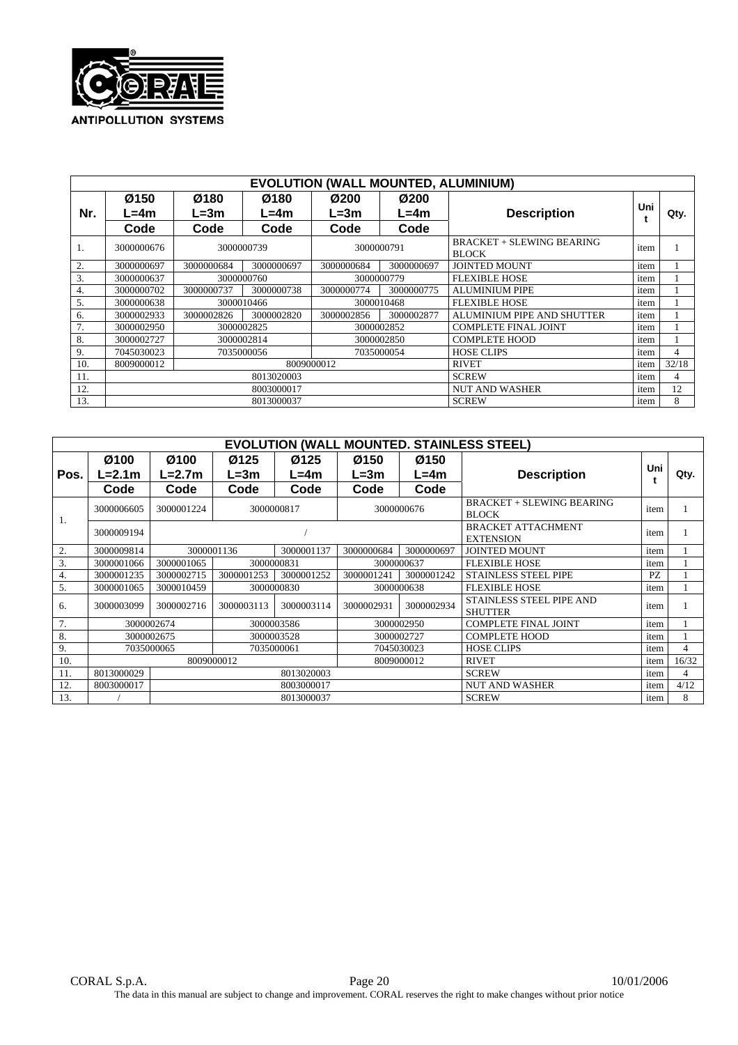| EVOLUTION (WALL MOUNTED, ALUMINIUM) | | | | | | | | |
|---|---|---|---|---|---|---|---|---|
| Nr. | Ø150 L=4m | Ø180 L=3m | Ø180 L=4m | Ø200 L=3m | Ø200 L=4m | Description | Unit | Qty. |
| | Code | Code | Code | Code | Code | | | |
| 1. | 3000000676 | 3000000739 | | 3000000791 | | BRACKET + SLEWING BEARING BLOCK | item | 1 |
| 2. | 3000000697 | 3000000684 | 3000000697 | 3000000684 | 3000000697 | JOINTED MOUNT | item | 1 |
| 3. | 3000000637 | 3000000760 | | 3000000779 | | FLEXIBLE HOSE | item | 1 |
| 4. | 3000000702 | 3000000737 | 3000000738 | 3000000774 | 3000000775 | ALUMINIUM PIPE | item | 1 |
| 5. | 3000000638 | 3000010466 | | 3000010468 | | FLEXIBLE HOSE | item | 1 |
| 6. | 3000002933 | 3000002826 | 3000002820 | 3000002856 | 3000002877 | ALUMINIUM PIPE AND SHUTTER | item | 1 |
| 7. | 3000002950 | 3000002825 | | 3000002852 | | COMPLETE FINAL JOINT | item | 1 |
| 8. | 3000002727 | 3000002814 | | 3000002850 | | COMPLETE HOOD | item | 1 |
| 9. | 7045030023 | 7035000056 | | 7035000054 | | HOSE CLIPS | item | 4 |
| 10. | 8009000012 | 8009000012 | | | | RIVET | item | 32/18 |
| 11. | 8013020003 | | | | | SCREW | item | 4 |
| 12. | 8003000017 | | | | | NUT AND WASHER | item | 12 |
| 13. | 8013000037 | | | | | SCREW | item | 8 |

| EVOLUTION (WALL MOUNTED. STAINLESS STEEL) | | | | | | | | | |
|---|---|---|---|---|---|---|---|---|---|
| Pos. | Ø100 L=2.1m | Ø100 L=2.7m | Ø125 L=3m | Ø125 L=4m | Ø150 L=3m | Ø150 L=4m | Description | Unit | Qty. |
| | Code | Code | Code | Code | Code | Code | | | |
| 1. | 3000006605 | 3000001224 | 3000000817 | | 3000000676 | | BRACKET + SLEWING BEARING BLOCK | item | 1 |
| | 3000009194 | / | | | | | BRACKET ATTACHMENT EXTENSION | item | 1 |
| 2. | 3000009814 | 3000001136 | | 3000001137 | 3000000684 | 3000000697 | JOINTED MOUNT | item | 1 |
| 3. | 3000001066 | 3000001065 | 3000000831 | | 3000000637 | | FLEXIBLE HOSE | item | 1 |
| 4. | 3000001235 | 3000002715 | 3000001253 | 3000001252 | 3000001241 | 3000001242 | STAINLESS STEEL PIPE | PZ | 1 |
| 5. | 3000001065 | 3000010459 | 3000000830 | | 3000000638 | | FLEXIBLE HOSE | item | 1 |
| 6. | 3000003099 | 3000002716 | 3000003113 | 3000003114 | 3000002931 | 3000002934 | STAINLESS STEEL PIPE AND SHUTTER | item | 1 |
| 7. | 3000002674 | | 3000003586 | | 3000002950 | | COMPLETE FINAL JOINT | item | 1 |
| 8. | 3000002675 | | 3000003528 | | 3000002727 | | COMPLETE HOOD | item | 1 |
| 9. | 7035000065 | | 7035000061 | | 7045030023 | | HOSE CLIPS | item | 4 |
| 10. | 8009000012 | | | | 8009000012 | | RIVET | item | 16/32 |
| 11. | 8013000029 | 8013020003 | | | | | SCREW | item | 4 |
| 12. | 8003000017 | 8003000017 | | | | | NUT AND WASHER | item | 4/12 |
| 13. | / | 8013000037 | | | | | SCREW | item | 8 |

CORAL S.p.A. 10/01/2006

The data in this manual are subject to change and improvement. CORAL reserves the right to make changes without prior notice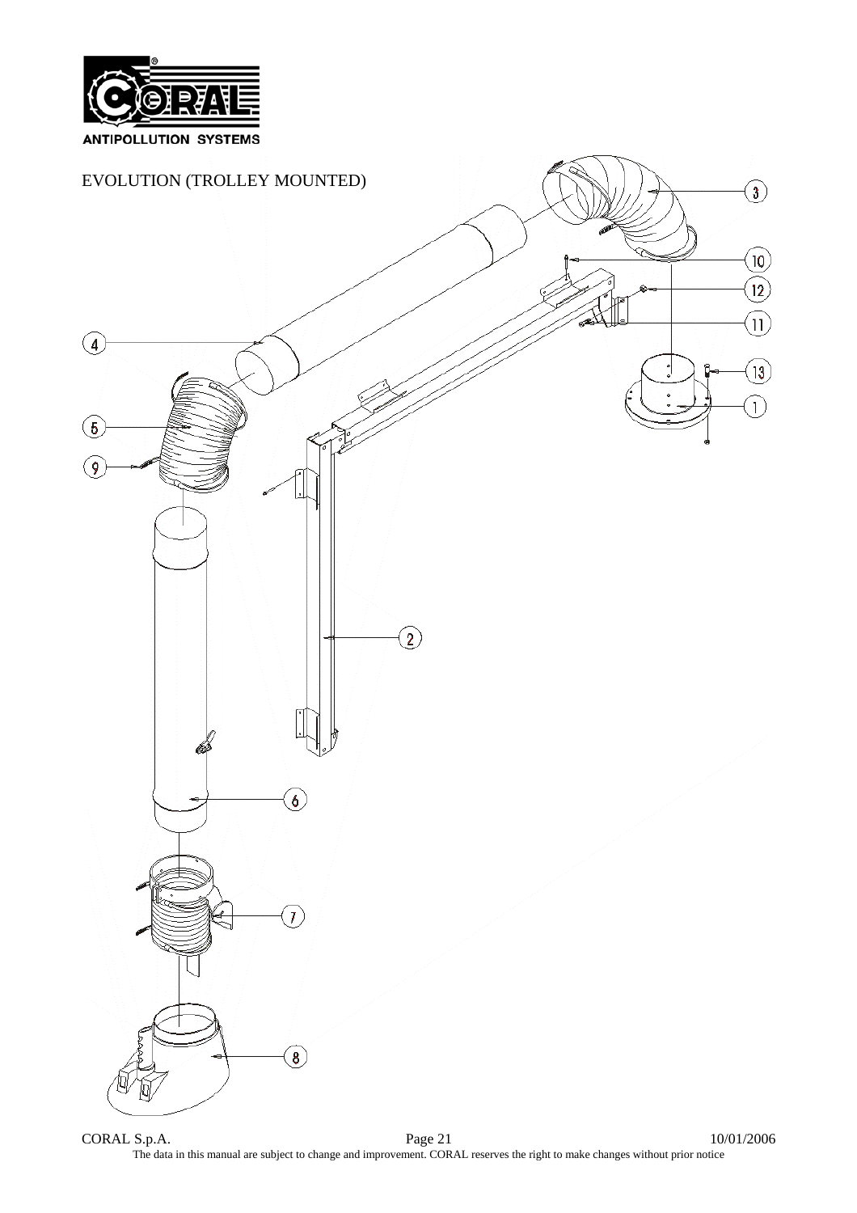EVOLUTION (TROLLEY MOUNTED)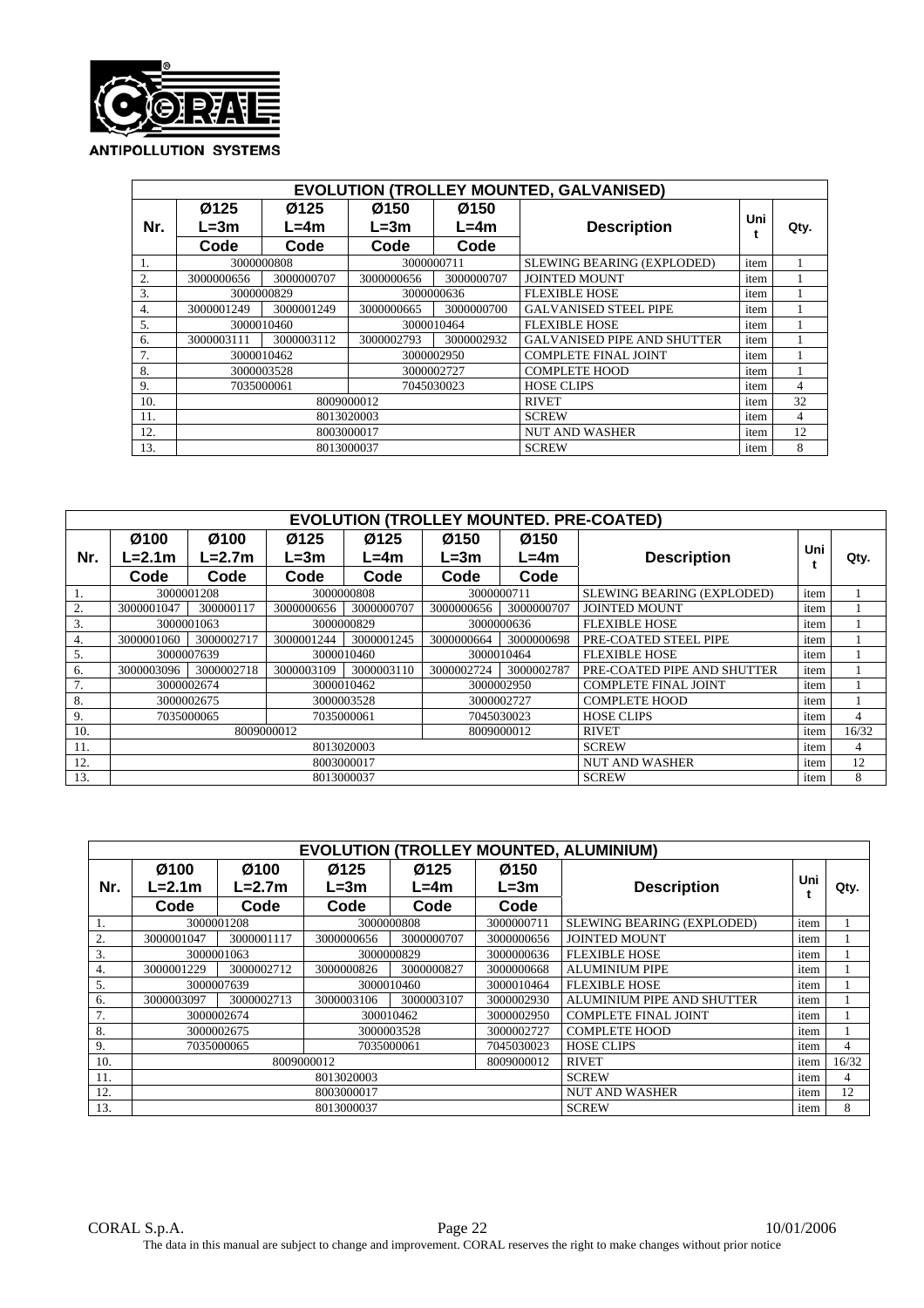**ANTIPOLLUTION SYSTEMS**

| EVOLUTION (TROLLEY MOUNTED, GALVANISED) | | | | | | | |
|---|---|---|---|---|---|---|---|
| Nr. | Ø125 L=3m Code | Ø125 L=4m Code | Ø150 L=3m Code | Ø150 L=4m Code | Description | Unit | Qty. |
| 1. | 3000000808 | | 3000000711 | | SLEWING BEARING (EXPLODED) | item | 1 |
| 2. | 3000000656 | 3000000707 | 3000000656 | 3000000707 | JOINTED MOUNT | item | 1 |
| 3. | 3000000829 | | 3000000636 | | FLEXIBLE HOSE | item | 1 |
| 4. | 3000001249 | 3000001249 | 3000000665 | 3000000700 | GALVANISED STEEL PIPE | item | 1 |
| 5. | 3000010460 | | 3000010464 | | FLEXIBLE HOSE | item | 1 |
| 6. | 3000003111 | 3000003112 | 3000002793 | 3000002932 | GALVANISED PIPE AND SHUTTER | item | 1 |
| 7. | 3000010462 | | 3000002950 | | COMPLETE FINAL JOINT | item | 1 |
| 8. | 3000003528 | | 3000002727 | | COMPLETE HOOD | item | 1 |
| 9. | 7035000061 | | 7045030023 | | HOSE CLIPS | item | 4 |
| 10. | 8009000012 | | | | RIVET | item | 32 |
| 11. | 8013020003 | | | | SCREW | item | 4 |
| 12. | 8003000017 | | | | NUT AND WASHER | item | 12 |
| 13. | 8013000037 | | | | SCREW | item | 8 |

| EVOLUTION (TROLLEY MOUNTED. PRE-COATED) | | | | | | | | | |
|---|---|---|---|---|---|---|---|---|---|
| Nr. | Ø100 L=2.1m Code | Ø100 L=2.7m Code | Ø125 L=3m Code | Ø125 L=4m Code | Ø150 L=3m Code | Ø150 L=4m Code | Description | Unit | Qty. |
| 1. | 3000001208 | | 3000000808 | | 3000000711 | | SLEWING BEARING (EXPLODED) | item | 1 |
| 2. | 3000001047 | 300000117 | 3000000656 | 3000000707 | 3000000656 | 3000000707 | JOINTED MOUNT | item | 1 |
| 3. | 3000001063 | | 3000000829 | | 3000000636 | | FLEXIBLE HOSE | item | 1 |
| 4. | 3000001060 | 3000002717 | 3000001244 | 3000001245 | 3000000664 | 3000000698 | PRE-COATED STEEL PIPE | item | 1 |
| 5. | 3000007639 | | 3000010460 | | 3000010464 | | FLEXIBLE HOSE | item | 1 |
| 6. | 3000003096 | 3000002718 | 3000003109 | 3000003110 | 3000002724 | 3000002787 | PRE-COATED PIPE AND SHUTTER | item | 1 |
| 7. | 3000002674 | | 3000010462 | | 3000002950 | | COMPLETE FINAL JOINT | item | 1 |
| 8. | 3000002675 | | 3000003528 | | 3000002727 | | COMPLETE HOOD | item | 1 |
| 9. | 7035000065 | | 7035000061 | | 7045030023 | | HOSE CLIPS | item | 4 |
| 10. | 8009000012 | | | | 8009000012 | | RIVET | item | 16/32 |
| 11. | 8013020003 | | | | | | SCREW | item | 4 |
| 12. | 8003000017 | | | | | | NUT AND WASHER | item | 12 |
| 13. | 8013000037 | | | | | | SCREW | item | 8 |

| EVOLUTION (TROLLEY MOUNTED, ALUMINIUM) | | | | | | | | |
|---|---|---|---|---|---|---|---|---|
| Nr. | Ø100 L=2.1m Code | Ø100 L=2.7m Code | Ø125 L=3m Code | Ø125 L=4m Code | Ø150 L=3m Code | Description | Unit | Qty. |
| 1. | 3000001208 | | 3000000808 | | 3000000711 | SLEWING BEARING (EXPLODED) | item | 1 |
| 2. | 3000001047 | 3000001117 | 3000000656 | 3000000707 | 3000000656 | JOINTED MOUNT | item | 1 |
| 3. | 3000001063 | | 3000000829 | | 3000000636 | FLEXIBLE HOSE | item | 1 |
| 4. | 3000001229 | 3000002712 | 3000000826 | 3000000827 | 3000000668 | ALUMINIUM PIPE | item | 1 |
| 5. | 3000007639 | | 3000010460 | | 3000010464 | FLEXIBLE HOSE | item | 1 |
| 6. | 3000003097 | 3000002713 | 3000003106 | 3000003107 | 3000002930 | ALUMINIUM PIPE AND SHUTTER | item | 1 |
| 7. | 3000002674 | | 300010462 | | 3000002950 | COMPLETE FINAL JOINT | item | 1 |
| 8. | 3000002675 | | 3000003528 | | 3000002727 | COMPLETE HOOD | item | 1 |
| 9. | 7035000065 | | 7035000061 | | 7045030023 | HOSE CLIPS | item | 4 |
| 10. | 8009000012 | | | | 8009000012 | RIVET | item | 16/32 |
| 11. | 8013020003 | | | | | SCREW | item | 4 |
| 12. | 8003000017 | | | | | NUT AND WASHER | item | 12 |
| 13. | 8013000037 | | | | | SCREW | item | 8 |

CORAL S.p.A. 10/01/2006

The data in this manual are subject to change and improvement. CORAL reserves the right to make changes without prior notice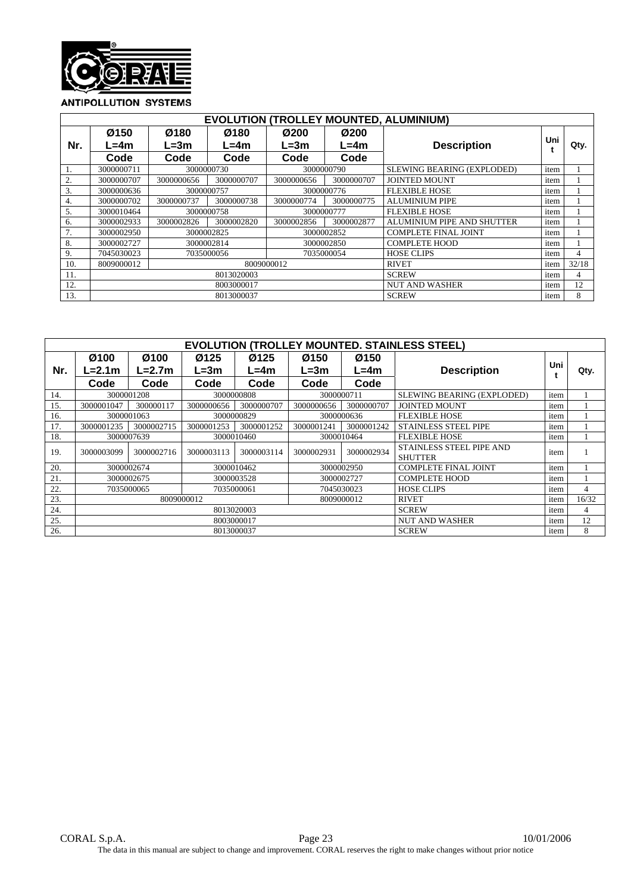CORAL

ANTIPOLLUTION SYSTEMS

| EVOLUTION (TROLLEY MOUNTED, ALUMINIUM) | | | | | | | | |
|---|---|---|---|---|---|---|---|---|
| Nr. | Ø150 L=4m Code | Ø180 L=3m Code | Ø180 L=4m Code | Ø200 L=3m Code | Ø200 L=4m Code | Description | Unit | Qty. |
| 1. | 3000000711 | 3000000730 | | 3000000790 | | SLEWING BEARING (EXPLODED) | item | 1 |
| 2. | 3000000707 | 3000000656 | 3000000707 | 3000000656 | 3000000707 | JOINTED MOUNT | item | 1 |
| 3. | 3000000636 | 3000000757 | | 3000000776 | | FLEXIBLE HOSE | item | 1 |
| 4. | 3000000702 | 3000000737 | 3000000738 | 3000000774 | 3000000775 | ALUMINIUM PIPE | item | 1 |
| 5. | 3000010464 | 3000000758 | | 3000000777 | | FLEXIBLE HOSE | item | 1 |
| 6. | 3000002933 | 3000002826 | 3000002820 | 3000002856 | 3000002877 | ALUMINIUM PIPE AND SHUTTER | item | 1 |
| 7. | 3000002950 | 3000002825 | | 3000002852 | | COMPLETE FINAL JOINT | item | 1 |
| 8. | 3000002727 | 3000002814 | | 3000002850 | | COMPLETE HOOD | item | 1 |
| 9. | 7045030023 | 7035000056 | | 7035000054 | | HOSE CLIPS | item | 4 |
| 10. | 8009000012 | 8009000012 | | | | RIVET | item | 32/18 |
| 11. | 8013020003 | | | | | SCREW | item | 4 |
| 12. | 8003000017 | | | | | NUT AND WASHER | item | 12 |
| 13. | 8013000037 | | | | | SCREW | item | 8 |

| EVOLUTION (TROLLEY MOUNTED. STAINLESS STEEL) | | | | | | | | | |
|---|---|---|---|---|---|---|---|---|---|
| Nr. | Ø100 L=2.1m Code | Ø100 L=2.7m Code | Ø125 L=3m Code | Ø125 L=4m Code | Ø150 L=3m Code | Ø150 L=4m Code | Description | Unit | Qty. |
| 14. | 3000001208 | | 3000000808 | | 3000000711 | | SLEWING BEARING (EXPLODED) | item | 1 |
| 15. | 3000001047 | 300000117 | 3000000656 | 3000000707 | 3000000656 | 3000000707 | JOINTED MOUNT | item | 1 |
| 16. | 3000001063 | | 3000000829 | | 3000000636 | | FLEXIBLE HOSE | item | 1 |
| 17. | 3000001235 | 3000002715 | 3000001253 | 3000001252 | 3000001241 | 3000001242 | STAINLESS STEEL PIPE | item | 1 |
| 18. | 3000007639 | | 3000010460 | | 3000010464 | | FLEXIBLE HOSE | item | 1 |
| 19. | 3000003099 | 3000002716 | 3000003113 | 3000003114 | 3000002931 | 3000002934 | STAINLESS STEEL PIPE AND SHUTTER | item | 1 |
| 20. | 3000002674 | | 3000010462 | | 3000002950 | | COMPLETE FINAL JOINT | item | 1 |
| 21. | 3000002675 | | 3000003528 | | 3000002727 | | COMPLETE HOOD | item | 1 |
| 22. | 7035000065 | | 7035000061 | | 7045030023 | | HOSE CLIPS | item | 4 |
| 23. | 8009000012 | | | | 8009000012 | | RIVET | item | 16/32 |
| 24. | 8013020003 | | | | | | SCREW | item | 4 |
| 25. | 8003000017 | | | | | | NUT AND WASHER | item | 12 |
| 26. | 8013000037 | | | | | | SCREW | item | 8 |

CORAL S.p.A. 10/01/2006

The data in this manual are subject to change and improvement. CORAL reserves the right to make changes without prior notice